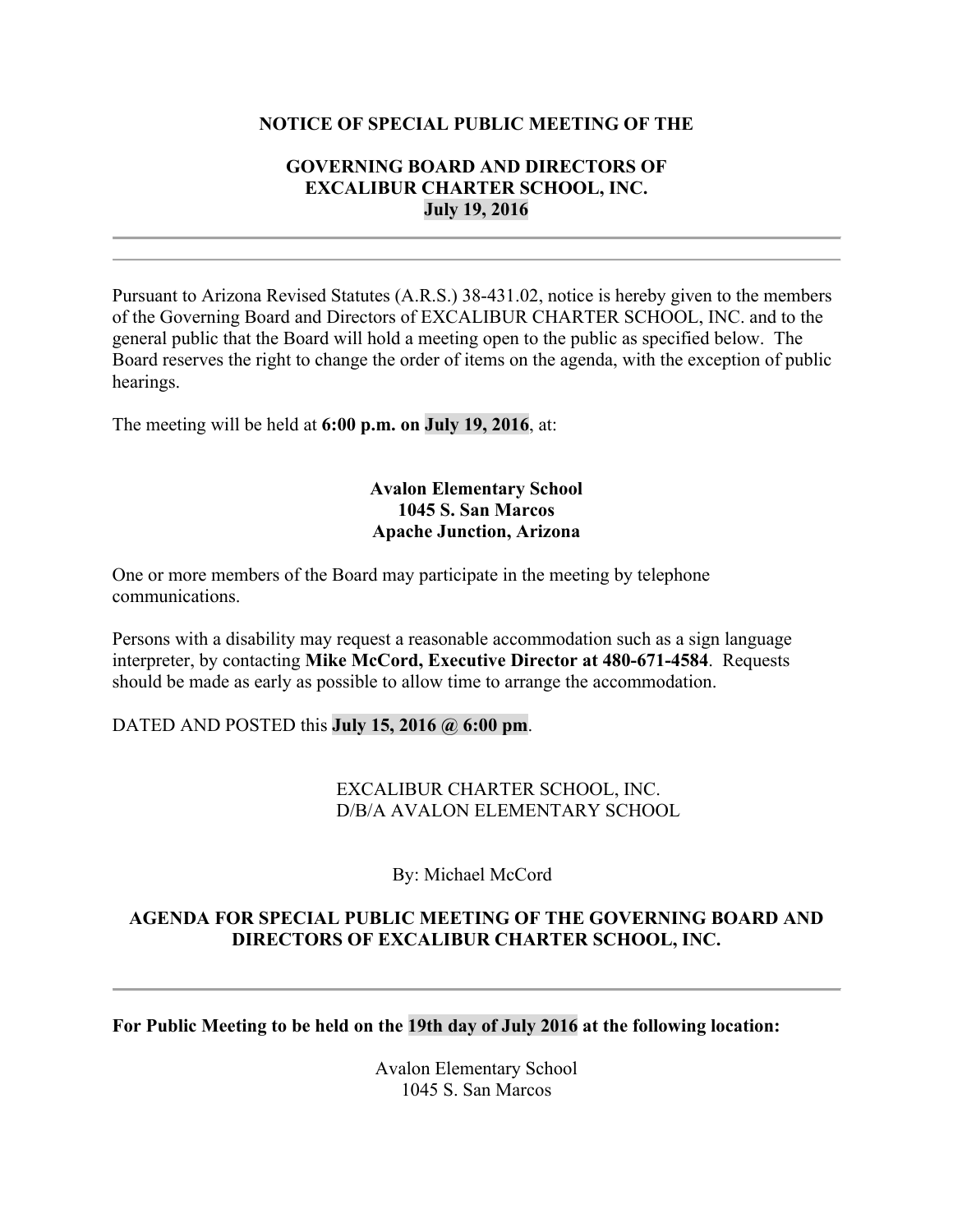**NOTICE OF SPECIAL PUBLIC MEETING OF THE**

**GOVERNING BOARD AND DIRECTORS OF**
**EXCALIBUR CHARTER SCHOOL, INC.**
**July 19, 2016**

---

Pursuant to Arizona Revised Statutes (A.R.S.) 38-431.02, notice is hereby given to the members of the Governing Board and Directors of EXCALIBUR CHARTER SCHOOL, INC. and to the general public that the Board will hold a meeting open to the public as specified below. The Board reserves the right to change the order of items on the agenda, with the exception of public hearings.

The meeting will be held at **6:00 p.m. on July 19, 2016**, at:

**Avalon Elementary School**
**1045 S. San Marcos**
**Apache Junction, Arizona**

One or more members of the Board may participate in the meeting by telephone communications.

Persons with a disability may request a reasonable accommodation such as a sign language interpreter, by contacting **Mike McCord, Executive Director at 480-671-4584**. Requests should be made as early as possible to allow time to arrange the accommodation.

DATED AND POSTED this **July 15, 2016 @ 6:00 pm**.

EXCALIBUR CHARTER SCHOOL, INC.
D/B/A AVALON ELEMENTARY SCHOOL

By: Michael McCord

**AGENDA FOR SPECIAL PUBLIC MEETING OF THE GOVERNING BOARD AND DIRECTORS OF EXCALIBUR CHARTER SCHOOL, INC.**

---

**For Public Meeting to be held on the 19th day of July 2016 at the following location:**

Avalon Elementary School
1045 S. San Marcos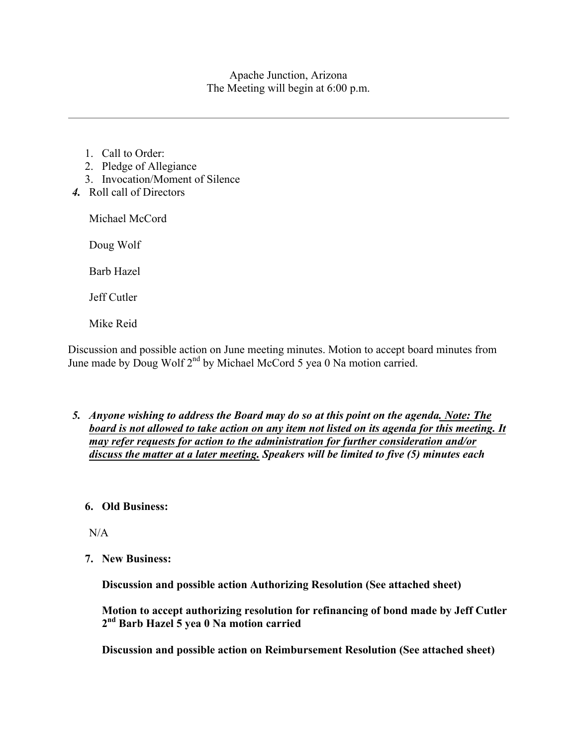Apache Junction, Arizona
The Meeting will begin at 6:00 p.m.

---

1. Call to Order:
2. Pledge of Allegiance
3. Invocation/Moment of Silence

***4.*** Roll call of Directors

Michael McCord

Doug Wolf

Barb Hazel

Jeff Cutler

Mike Reid

Discussion and possible action on June meeting minutes. Motion to accept board minutes from June made by Doug Wolf 2nd by Michael McCord 5 yea 0 Na motion carried.

***5. Anyone wishing to address the Board may do so at this point on the agenda. Note: The board is not allowed to take action on any item not listed on its agenda for this meeting. It may refer requests for action to the administration for further consideration and/or discuss the matter at a later meeting. Speakers will be limited to five (5) minutes each***

**6. Old Business:**

N/A

**7. New Business:**

**Discussion and possible action Authorizing Resolution (See attached sheet)**

**Motion to accept authorizing resolution for refinancing of bond made by Jeff Cutler 2nd Barb Hazel 5 yea 0 Na motion carried**

**Discussion and possible action on Reimbursement Resolution (See attached sheet)**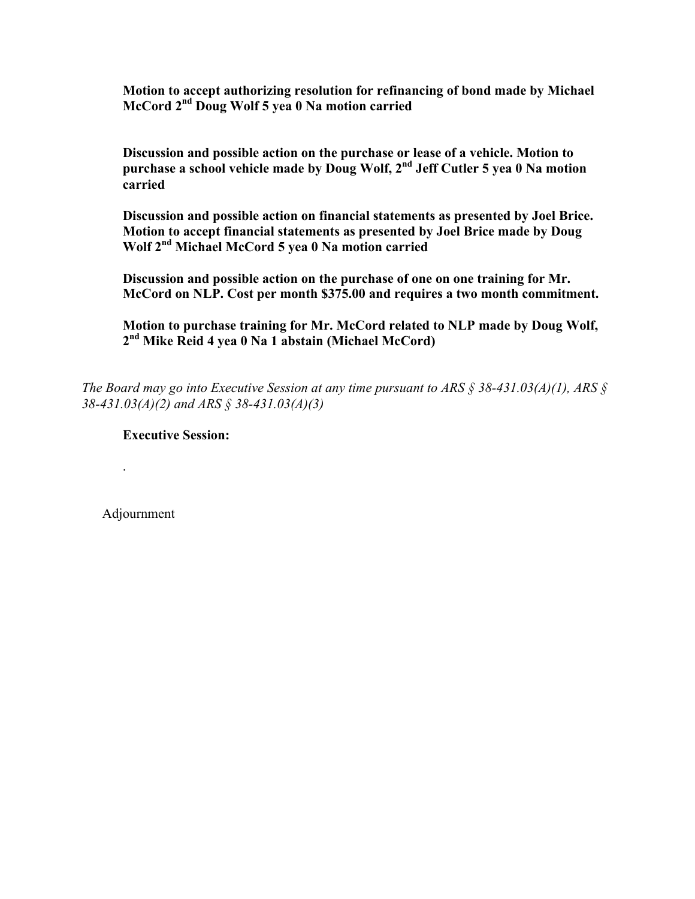**Motion to accept authorizing resolution for refinancing of bond made by Michael McCord 2nd Doug Wolf 5 yea 0 Na motion carried**

**Discussion and possible action on the purchase or lease of a vehicle. Motion to purchase a school vehicle made by Doug Wolf, 2nd Jeff Cutler 5 yea 0 Na motion carried**

**Discussion and possible action on financial statements as presented by Joel Brice. Motion to accept financial statements as presented by Joel Brice made by Doug Wolf 2nd Michael McCord 5 yea 0 Na motion carried**

**Discussion and possible action on the purchase of one on one training for Mr. McCord on NLP. Cost per month $375.00 and requires a two month commitment.**

**Motion to purchase training for Mr. McCord related to NLP made by Doug Wolf, 2nd Mike Reid 4 yea 0 Na 1 abstain (Michael McCord)**

*The Board may go into Executive Session at any time pursuant to ARS § 38-431.03(A)(1), ARS § 38-431.03(A)(2) and ARS § 38-431.03(A)(3)*

**Executive Session:**

.

Adjournment